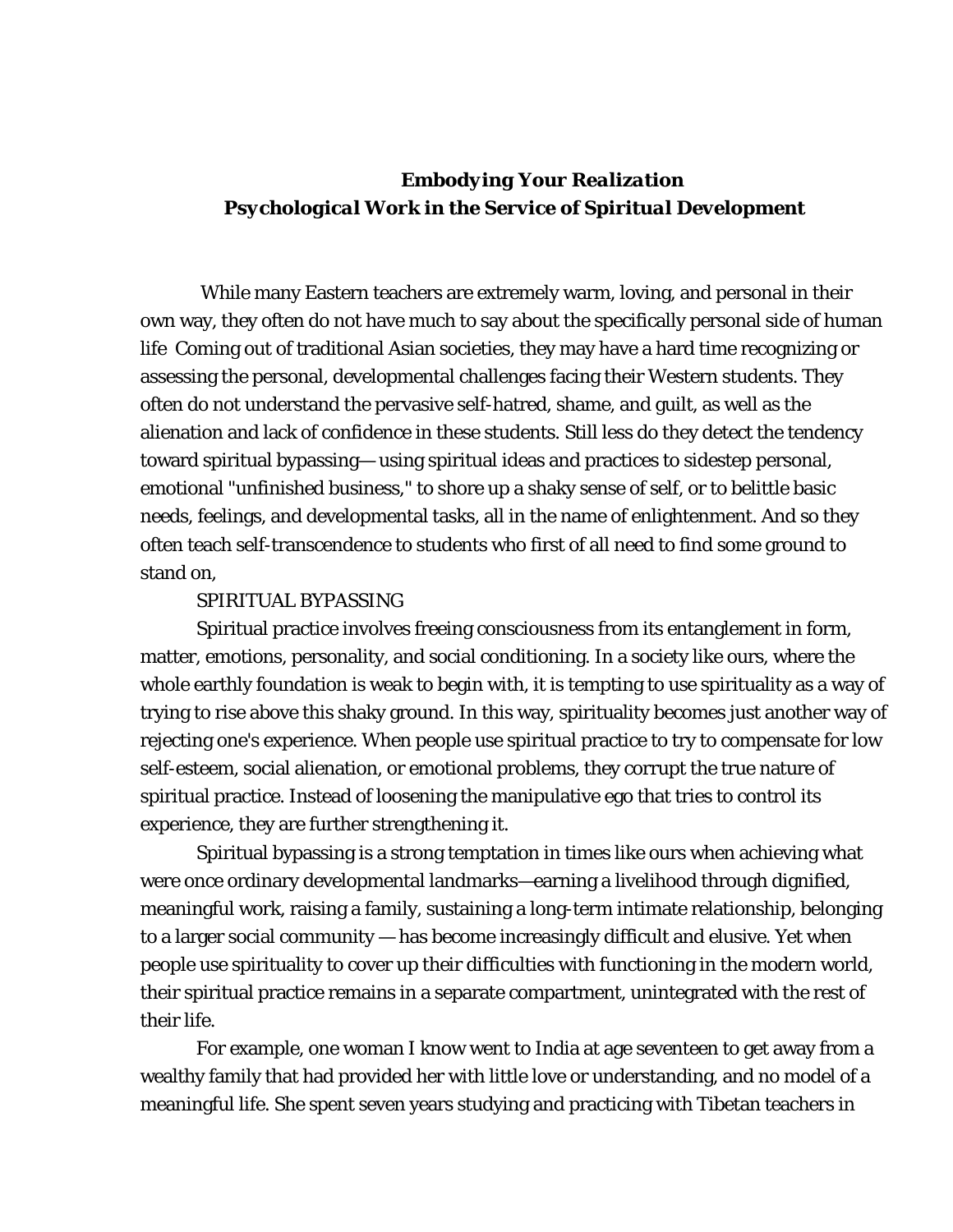# *Embodying Your Realization*
## *Psychological Work in the Service of Spiritual Development*

While many Eastern teachers are extremely warm, loving, and personal in their own way, they often do not have much to say about the specifically personal side of human life  Coming out of traditional Asian societies, they may have a hard time recognizing or assessing the personal, developmental challenges facing their Western students. They often do not understand the pervasive self-hatred, shame, and guilt, as well as the alienation and lack of confidence in these students. Still less do they detect the tendency toward spiritual bypassing— using spiritual ideas and practices to sidestep personal, emotional "unfinished business," to shore up a shaky sense of self, or to belittle basic needs, feelings, and developmental tasks, all in the name of enlightenment. And so they often teach self-transcendence to students who first of all need to find some ground to stand on,

SPIRITUAL BYPASSING

Spiritual practice involves freeing consciousness from its entanglement in form, matter, emotions, personality, and social conditioning. In a society like ours, where the whole earthly foundation is weak to begin with, it is tempting to use spirituality as a way of trying to rise above this shaky ground. In this way, spirituality becomes just another way of rejecting one's experience. When people use spiritual practice to try to compensate for low self-esteem, social alienation, or emotional problems, they corrupt the true nature of spiritual practice. Instead of loosening the manipulative ego that tries to control its experience, they are further strengthening it.

Spiritual bypassing is a strong temptation in times like ours when achieving what were once ordinary developmental landmarks—earning a livelihood through dignified, meaningful work, raising a family, sustaining a long-term intimate relationship, belonging to a larger social community — has become increasingly difficult and elusive. Yet when people use spirituality to cover up their difficulties with functioning in the modern world, their spiritual practice remains in a separate compartment, unintegrated with the rest of their life.

For example, one woman I know went to India at age seventeen to get away from a wealthy family that had provided her with little love or understanding, and no model of a meaningful life. She spent seven years studying and practicing with Tibetan teachers in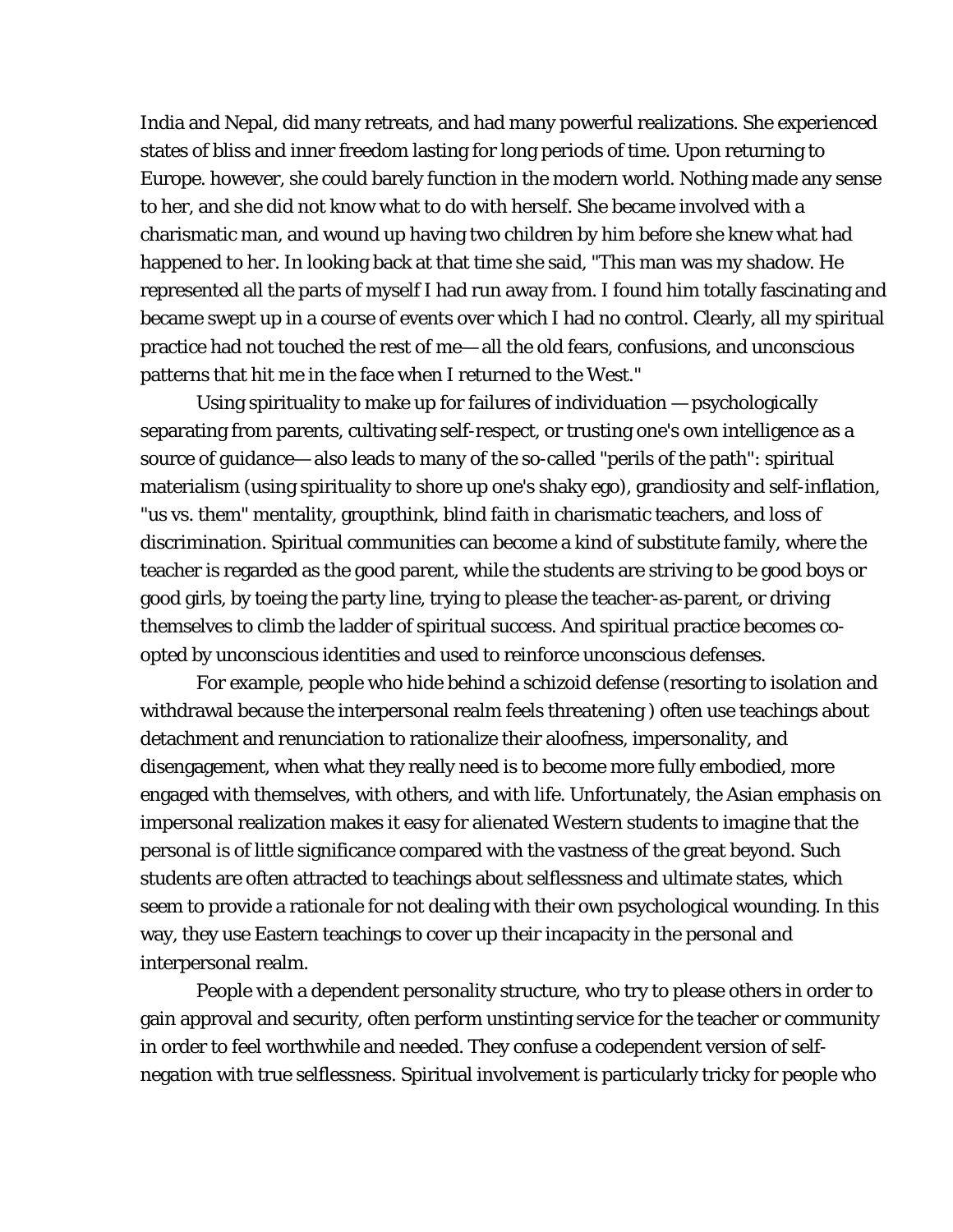India and Nepal, did many retreats, and had many powerful realizations. She experienced states of bliss and inner freedom lasting for long periods of time. Upon returning to Europe. however, she could barely function in the modern world. Nothing made any sense to her, and she did not know what to do with herself. She became involved with a charismatic man, and wound up having two children by him before she knew what had happened to her. In looking back at that time she said, "This man was my shadow. He represented all the parts of myself I had run away from. I found him totally fascinating and became swept up in a course of events over which I had no control. Clearly, all my spiritual practice had not touched the rest of me— all the old fears, confusions, and unconscious patterns that hit me in the face when I returned to the West."

Using spirituality to make up for failures of individuation — psychologically separating from parents, cultivating self-respect, or trusting one's own intelligence as a source of guidance— also leads to many of the so-called "perils of the path": spiritual materialism (using spirituality to shore up one's shaky ego), grandiosity and self-inflation, "us vs. them" mentality, groupthink, blind faith in charismatic teachers, and loss of discrimination. Spiritual communities can become a kind of substitute family, where the teacher is regarded as the good parent, while the students are striving to be good boys or good girls, by toeing the party line, trying to please the teacher-as-parent, or driving themselves to climb the ladder of spiritual success. And spiritual practice becomes co-opted by unconscious identities and used to reinforce unconscious defenses.

For example, people who hide behind a schizoid defense (resorting to isolation and withdrawal because the interpersonal realm feels threatening ) often use teachings about detachment and renunciation to rationalize their aloofness, impersonality, and disengagement, when what they really need is to become more fully embodied, more engaged with themselves, with others, and with life. Unfortunately, the Asian emphasis on impersonal realization makes it easy for alienated Western students to imagine that the personal is of little significance compared with the vastness of the great beyond. Such students are often attracted to teachings about selflessness and ultimate states, which seem to provide a rationale for not dealing with their own psychological wounding. In this way, they use Eastern teachings to cover up their incapacity in the personal and interpersonal realm.

People with a dependent personality structure, who try to please others in order to gain approval and security, often perform unstinting service for the teacher or community in order to feel worthwhile and needed. They confuse a codependent version of self-negation with true selflessness. Spiritual involvement is particularly tricky for people who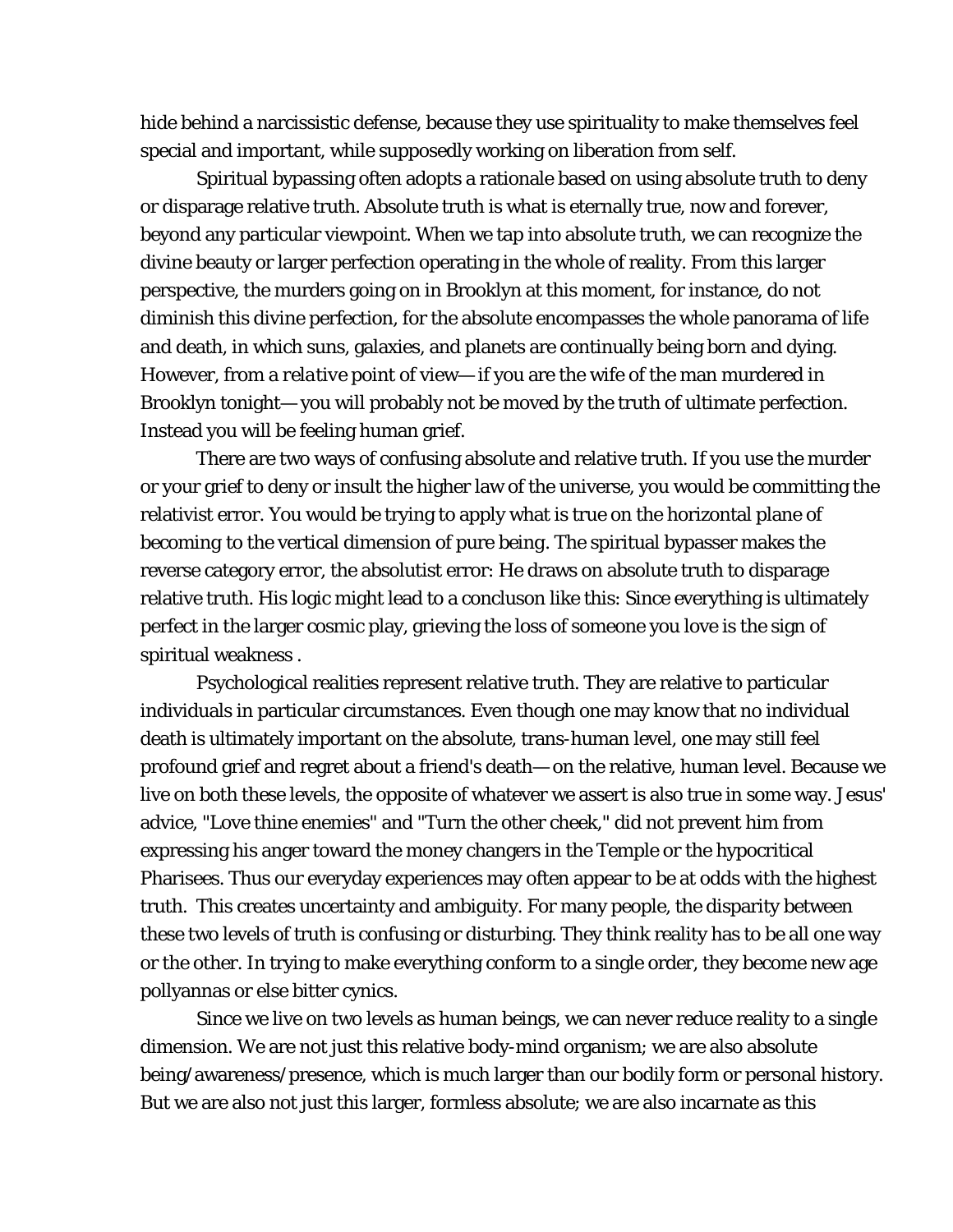hide behind a narcissistic defense, because they use spirituality to make themselves feel special and important, while supposedly working on liberation from self.

Spiritual bypassing often adopts a rationale based on using absolute truth to deny or disparage relative truth. Absolute truth is what is eternally true, now and forever, beyond any particular viewpoint. When we tap into absolute truth, we can recognize the divine beauty or larger perfection operating in the whole of reality. From this larger perspective, the murders going on in Brooklyn at this moment, for instance, do not diminish this divine perfection, for the absolute encompasses the whole panorama of life and death, in which suns, galaxies, and planets are continually being born and dying. However, from a *relative* point of view—if you are the wife of the man murdered in Brooklyn tonight—you will probably not be moved by the truth of ultimate perfection. Instead you will be feeling human grief.

There are two ways of confusing absolute and relative truth. If you use the murder or your grief to deny or insult the higher law of the universe, you would be committing the relativist error. You would be trying to apply what is true on the horizontal plane of becoming to the vertical dimension of pure being. The spiritual bypasser makes the reverse category error, the absolutist error: He draws on absolute truth to disparage relative truth. His logic might lead to a concluson like this: Since everything is ultimately perfect in the larger cosmic play, grieving the loss of someone you love is the sign of spiritual weakness .

Psychological realities represent relative truth. They are relative to particular individuals in particular circumstances. Even though one may know that no individual death is ultimately important on the absolute, trans-human level, one may still feel profound grief and regret about a friend's death—on the relative, human level. Because we live on both these levels, the opposite of whatever we assert is also true in some way. Jesus' advice, "Love thine enemies" and "Turn the other cheek," did not prevent him from expressing his anger toward the money changers in the Temple or the hypocritical Pharisees. Thus our everyday experiences may often appear to be at odds with the highest truth. This creates uncertainty and ambiguity. For many people, the disparity between these two levels of truth is confusing or disturbing. They think reality has to be all one way or the other. In trying to make everything conform to a single order, they become new age pollyannas or else bitter cynics.

Since we live on two levels as human beings, we can never reduce reality to a single dimension. We are not just this relative body-mind organism; we are also absolute being/awareness/presence, which is much larger than our bodily form or personal history. But we are also not just this larger, formless absolute; we are also incarnate as this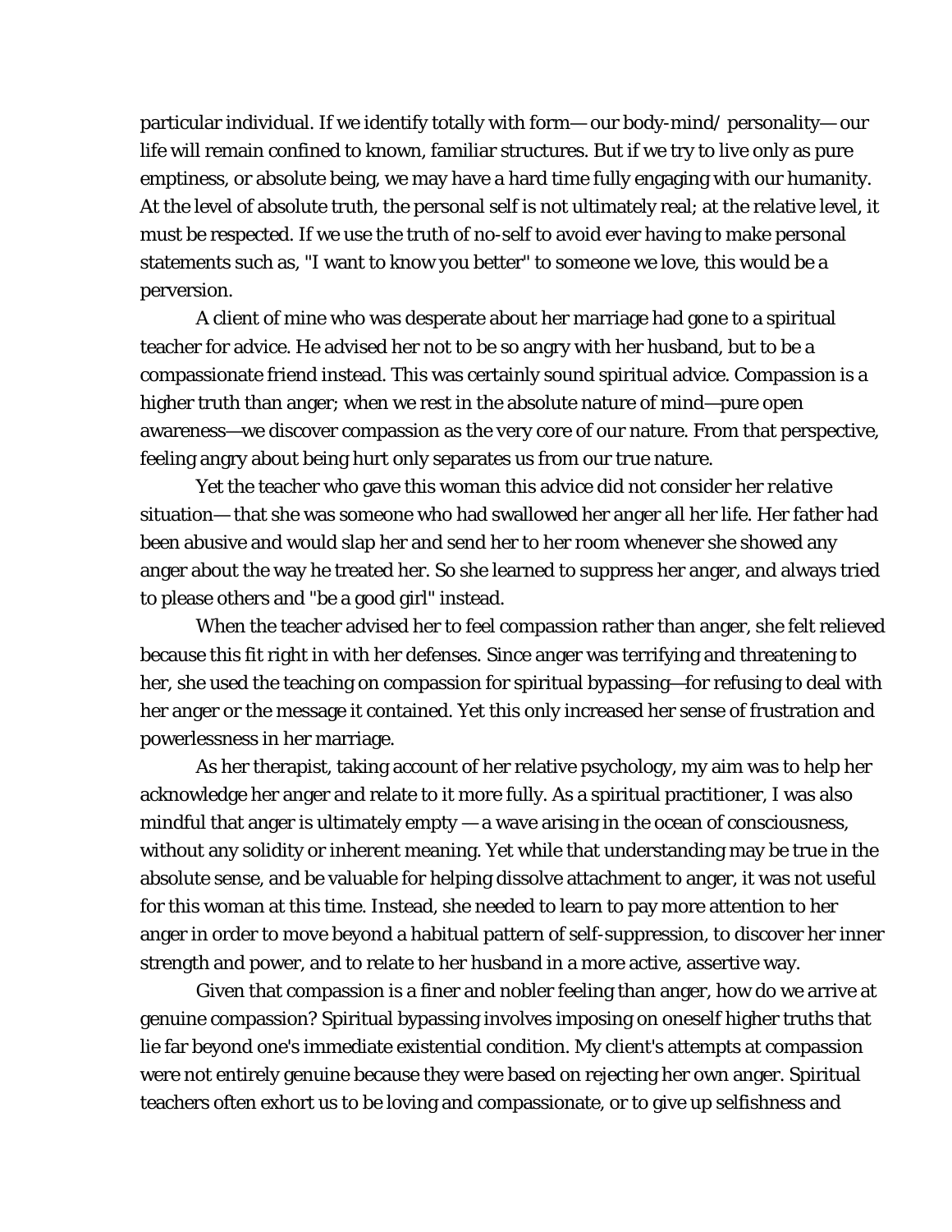particular individual. If we identify totally with form— our body-mind/ personality— our life will remain confined to known, familiar structures. But if we try to live only as pure emptiness, or absolute being, we may have a hard time fully engaging with our humanity. At the level of absolute truth, the personal self is not ultimately real; at the relative level, it must be respected. If we use the truth of no-self to avoid ever having to make personal statements such as, "I want to know you better" to someone we love, this would be a perversion.

A client of mine who was desperate about her marriage had gone to a spiritual teacher for advice. He advised her not to be so angry with her husband, but to be a compassionate friend instead. This was certainly sound spiritual advice. Compassion is a higher truth than anger; when we rest in the absolute nature of mind—pure open awareness—we discover compassion as the very core of our nature. From that perspective, feeling angry about being hurt only separates us from our true nature.

Yet the teacher who gave this woman this advice did not consider her *relative* situation— that she was someone who had swallowed her anger all her life. Her father had been abusive and would slap her and send her to her room whenever she showed any anger about the way he treated her. So she learned to suppress her anger, and always tried to please others and "be a good girl" instead.

When the teacher advised her to feel compassion rather than anger, she felt relieved because this fit right in with her defenses. Since anger was terrifying and threatening to her, she used the teaching on compassion for spiritual bypassing—for refusing to deal with her anger or the message it contained. Yet this only increased her sense of frustration and powerlessness in her marriage.

As her therapist, taking account of her relative psychology, my aim was to help her acknowledge her anger and relate to it more fully. As a spiritual practitioner, I was also mindful that anger is ultimately empty — a wave arising in the ocean of consciousness, without any solidity or inherent meaning. Yet while that understanding may be true in the absolute sense, and be valuable for helping dissolve attachment to anger, it was not useful for this woman at this time. Instead, she needed to learn to pay more attention to her anger in order to move beyond a habitual pattern of self-suppression, to discover her inner strength and power, and to relate to her husband in a more active, assertive way.

Given that compassion is a finer and nobler feeling than anger, how do we arrive at genuine compassion? Spiritual bypassing involves imposing on oneself higher truths that lie far beyond one's immediate existential condition. My client's attempts at compassion were not entirely genuine because they were based on rejecting her own anger. Spiritual teachers often exhort us to be loving and compassionate, or to give up selfishness and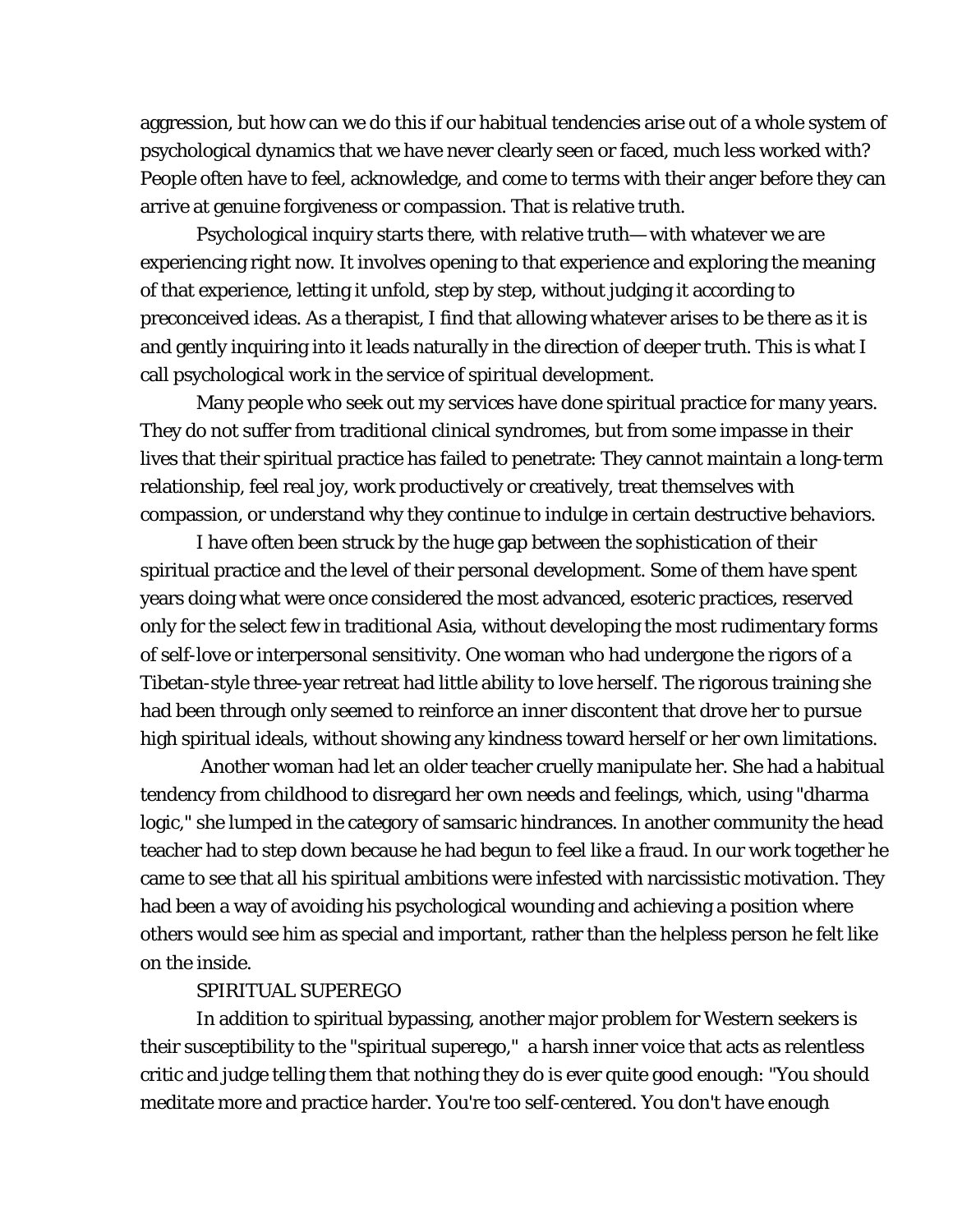aggression, but how can we do this if our habitual tendencies arise out of a whole system of psychological dynamics that we have never clearly seen or faced, much less worked with? People often have to feel, acknowledge, and come to terms with their anger before they can arrive at genuine forgiveness or compassion. That is relative truth.

Psychological inquiry starts there, with relative truth— with whatever we are experiencing right now. It involves opening to that experience and exploring the meaning of that experience, letting it unfold, step by step, without judging it according to preconceived ideas. As a therapist, I find that allowing whatever arises to be there as it is and gently inquiring into it leads naturally in the direction of deeper truth. This is what I call psychological work in the service of spiritual development.

Many people who seek out my services have done spiritual practice for many years. They do not suffer from traditional clinical syndromes, but from some impasse in their lives that their spiritual practice has failed to penetrate: They cannot maintain a long-term relationship, feel real joy, work productively or creatively, treat themselves with compassion, or understand why they continue to indulge in certain destructive behaviors.

I have often been struck by the huge gap between the sophistication of their spiritual practice and the level of their personal development. Some of them have spent years doing what were once considered the most advanced, esoteric practices, reserved only for the select few in traditional Asia, without developing the most rudimentary forms of self-love or interpersonal sensitivity. One woman who had undergone the rigors of a Tibetan-style three-year retreat had little ability to love herself. The rigorous training she had been through only seemed to reinforce an inner discontent that drove her to pursue high spiritual ideals, without showing any kindness toward herself or her own limitations.

Another woman had let an older teacher cruelly manipulate her. She had a habitual tendency from childhood to disregard her own needs and feelings, which, using "dharma logic," she lumped in the category of samsaric hindrances. In another community the head teacher had to step down because he had begun to feel like a fraud. In our work together he came to see that all his spiritual ambitions were infested with narcissistic motivation. They had been a way of avoiding his psychological wounding and achieving a position where others would see him as special and important, rather than the helpless person he felt like on the inside.

## SPIRITUAL SUPEREGO

In addition to spiritual bypassing, another major problem for Western seekers is their susceptibility to the "spiritual superego," a harsh inner voice that acts as relentless critic and judge telling them that nothing they do is ever quite good enough: "You should meditate more and practice harder. You're too self-centered. You don't have enough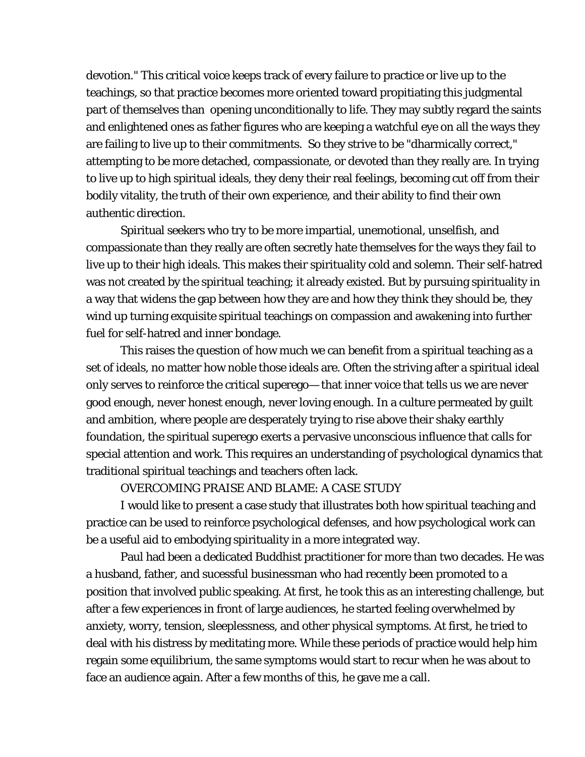devotion." This critical voice keeps track of every failure to practice or live up to the teachings, so that practice becomes more oriented toward propitiating this judgmental part of themselves than opening unconditionally to life. They may subtly regard the saints and enlightened ones as father figures who are keeping a watchful eye on all the ways they are failing to live up to their commitments. So they strive to be "dharmically correct," attempting to be more detached, compassionate, or devoted than they really are. In trying to live up to high spiritual ideals, they deny their real feelings, becoming cut off from their bodily vitality, the truth of their own experience, and their ability to find their own authentic direction.

Spiritual seekers who try to be more impartial, unemotional, unselfish, and compassionate than they really are often secretly hate themselves for the ways they fail to live up to their high ideals. This makes their spirituality cold and solemn. Their self-hatred was not created by the spiritual teaching; it already existed. But by pursuing spirituality in a way that widens the gap between how they are and how they think they should be, they wind up turning exquisite spiritual teachings on compassion and awakening into further fuel for self-hatred and inner bondage.

This raises the question of how much we can benefit from a spiritual teaching as a set of ideals, no matter how noble those ideals are. Often the striving after a spiritual ideal only serves to reinforce the critical superego— that inner voice that tells us we are never good enough, never honest enough, never loving enough. In a culture permeated by guilt and ambition, where people are desperately trying to rise above their shaky earthly foundation, the spiritual superego exerts a pervasive unconscious influence that calls for special attention and work. This requires an understanding of psychological dynamics that traditional spiritual teachings and teachers often lack.

## OVERCOMING PRAISE AND BLAME: A CASE STUDY

I would like to present a case study that illustrates both how spiritual teaching and practice can be used to reinforce psychological defenses, and how psychological work can be a useful aid to embodying spirituality in a more integrated way.

Paul had been a dedicated Buddhist practitioner for more than two decades. He was a husband, father, and sucessful businessman who had recently been promoted to a position that involved public speaking. At first, he took this as an interesting challenge, but after a few experiences in front of large audiences, he started feeling overwhelmed by anxiety, worry, tension, sleeplessness, and other physical symptoms. At first, he tried to deal with his distress by meditating more. While these periods of practice would help him regain some equilibrium, the same symptoms would start to recur when he was about to face an audience again. After a few months of this, he gave me a call.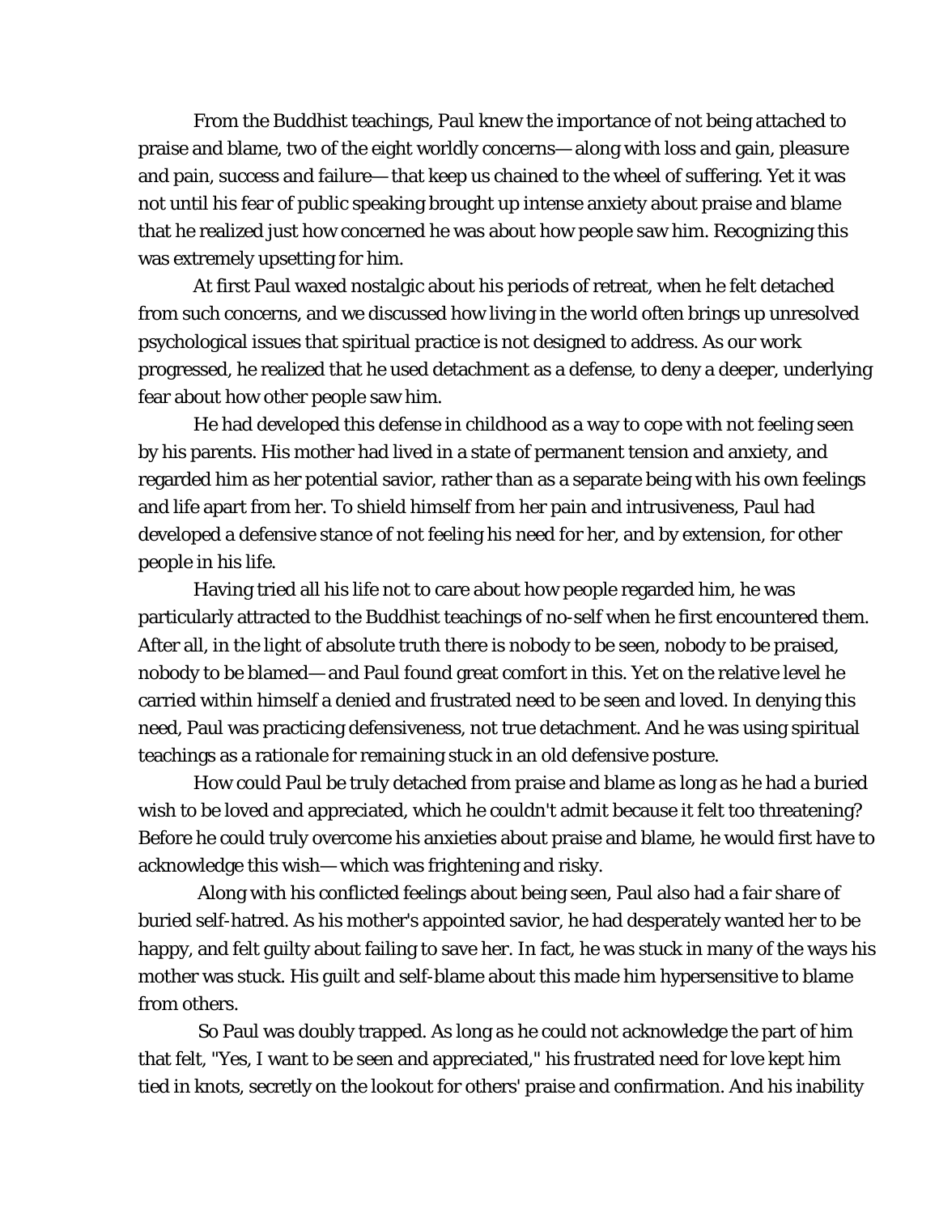From the Buddhist teachings, Paul knew the importance of not being attached to praise and blame, two of the eight worldly concerns— along with loss and gain, pleasure and pain, success and failure— that keep us chained to the wheel of suffering. Yet it was not until his fear of public speaking brought up intense anxiety about praise and blame that he realized just how concerned he was about how people saw him. Recognizing this was extremely upsetting for him.

At first Paul waxed nostalgic about his periods of retreat, when he felt detached from such concerns, and we discussed how living in the world often brings up unresolved psychological issues that spiritual practice is not designed to address. As our work progressed, he realized that he used detachment as a defense, to deny a deeper, underlying fear about how other people saw him.

He had developed this defense in childhood as a way to cope with not feeling seen by his parents. His mother had lived in a state of permanent tension and anxiety, and regarded him as her potential savior, rather than as a separate being with his own feelings and life apart from her. To shield himself from her pain and intrusiveness, Paul had developed a defensive stance of not feeling his need for her, and by extension, for other people in his life.

Having tried all his life not to care about how people regarded him, he was particularly attracted to the Buddhist teachings of no-self when he first encountered them. After all, in the light of absolute truth there is nobody to be seen, nobody to be praised, nobody to be blamed— and Paul found great comfort in this. Yet on the relative level he carried within himself a denied and frustrated need to be seen and loved. In denying this need, Paul was practicing defensiveness, not true detachment. And he was using spiritual teachings as a rationale for remaining stuck in an old defensive posture.

How could Paul be truly detached from praise and blame as long as he had a buried wish to be loved and appreciated, which he couldn't admit because it felt too threatening? Before he could truly overcome his anxieties about praise and blame, he would first have to acknowledge this wish— which was frightening and risky.

Along with his conflicted feelings about being seen, Paul also had a fair share of buried self-hatred. As his mother's appointed savior, he had desperately wanted her to be happy, and felt guilty about failing to save her. In fact, he was stuck in many of the ways his mother was stuck. His guilt and self-blame about this made him hypersensitive to blame from others.

So Paul was doubly trapped. As long as he could not acknowledge the part of him that felt, "Yes, I want to be seen and appreciated," his frustrated need for love kept him tied in knots, secretly on the lookout for others' praise and confirmation. And his inability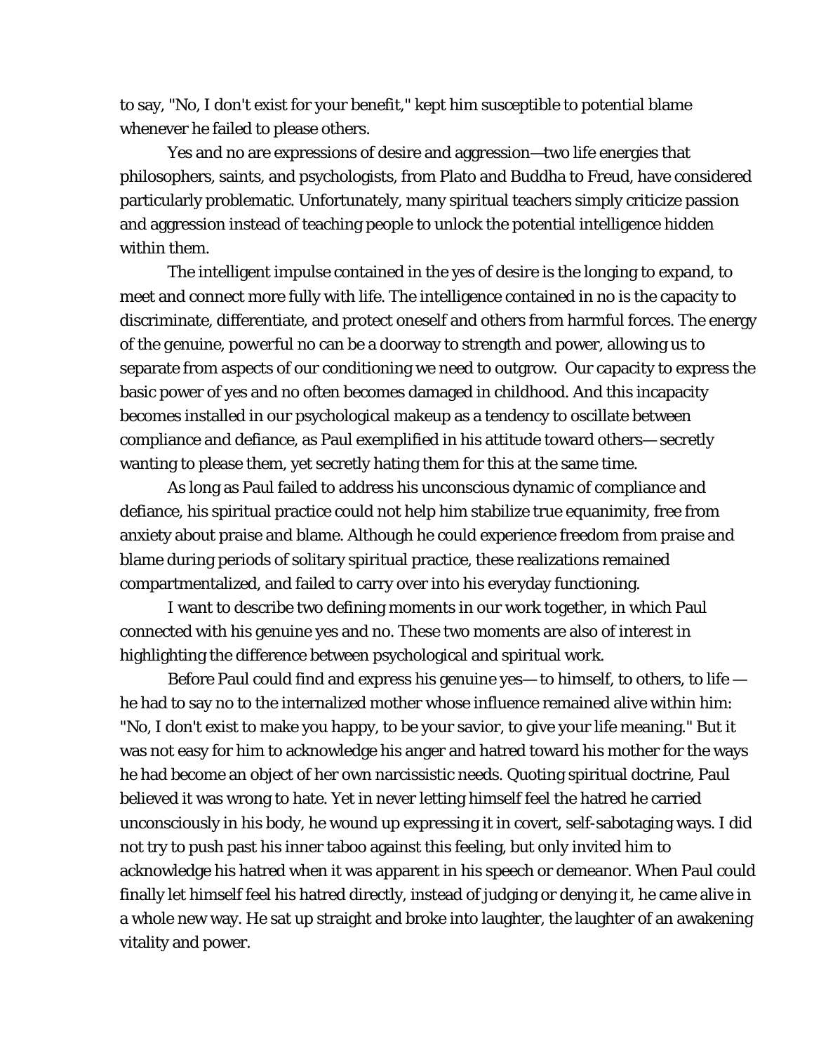to say, "No, I don't exist for your benefit," kept him susceptible to potential blame whenever he failed to please others.

Yes and no are expressions of desire and aggression—two life energies that philosophers, saints, and psychologists, from Plato and Buddha to Freud, have considered particularly problematic. Unfortunately, many spiritual teachers simply criticize passion and aggression instead of teaching people to unlock the potential intelligence hidden within them.

The intelligent impulse contained in the yes of desire is the longing to expand, to meet and connect more fully with life. The intelligence contained in no is the capacity to discriminate, differentiate, and protect oneself and others from harmful forces. The energy of the genuine, powerful no can be a doorway to strength and power, allowing us to separate from aspects of our conditioning we need to outgrow. Our capacity to express the basic power of yes and no often becomes damaged in childhood. And this incapacity becomes installed in our psychological makeup as a tendency to oscillate between compliance and defiance, as Paul exemplified in his attitude toward others— secretly wanting to please them, yet secretly hating them for this at the same time.

As long as Paul failed to address his unconscious dynamic of compliance and defiance, his spiritual practice could not help him stabilize true equanimity, free from anxiety about praise and blame. Although he could experience freedom from praise and blame during periods of solitary spiritual practice, these realizations remained compartmentalized, and failed to carry over into his everyday functioning.

I want to describe two defining moments in our work together, in which Paul connected with his genuine yes and no. These two moments are also of interest in highlighting the difference between psychological and spiritual work.

Before Paul could find and express his genuine yes— to himself, to others, to life — he had to say no to the internalized mother whose influence remained alive within him: "No, I don't exist to make you happy, to be your savior, to give your life meaning." But it was not easy for him to acknowledge his anger and hatred toward his mother for the ways he had become an object of her own narcissistic needs. Quoting spiritual doctrine, Paul believed it was wrong to hate. Yet in never letting himself feel the hatred he carried unconsciously in his body, he wound up expressing it in covert, self-sabotaging ways. I did not try to push past his inner taboo against this feeling, but only invited him to acknowledge his hatred when it was apparent in his speech or demeanor. When Paul could finally let himself feel his hatred directly, instead of judging or denying it, he came alive in a whole new way. He sat up straight and broke into laughter, the laughter of an awakening vitality and power.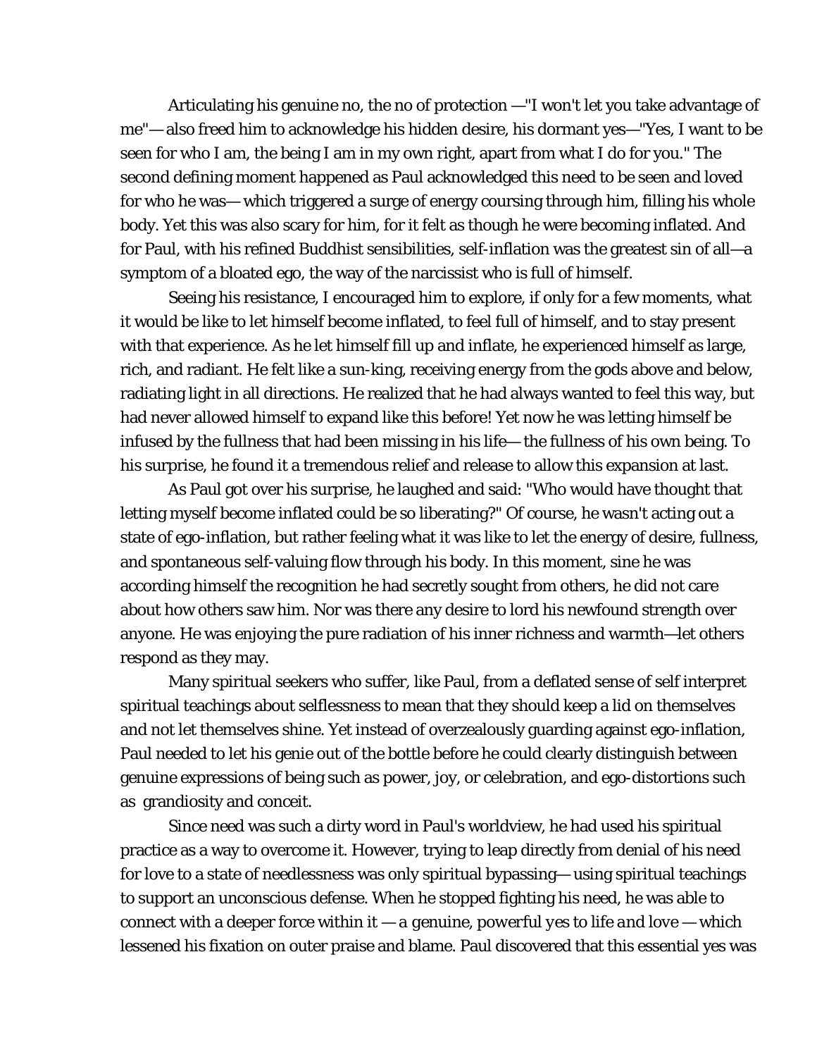Articulating his genuine no, the no of protection —"I won't let you take advantage of me"— also freed him to acknowledge his hidden desire, his dormant yes—"Yes, I want to be seen for who I am, the being I am in my own right, apart from what I do for you." The second defining moment happened as Paul acknowledged this need to be seen and loved for who he was— which triggered a surge of energy coursing through him, filling his whole body. Yet this was also scary for him, for it felt as though he were becoming inflated. And for Paul, with his refined Buddhist sensibilities, self-inflation was the greatest sin of all—a symptom of a bloated ego, the way of the narcissist who is full of himself.

Seeing his resistance, I encouraged him to explore, if only for a few moments, what it would be like to let himself become inflated, to feel full of himself, and to stay present with that experience. As he let himself fill up and inflate, he experienced himself as large, rich, and radiant. He felt like a sun-king, receiving energy from the gods above and below, radiating light in all directions. He realized that he had always wanted to feel this way, but had never allowed himself to expand like this before! Yet now he was letting himself be infused by the fullness that had been missing in his life— the fullness of his own being. To his surprise, he found it a tremendous relief and release to allow this expansion at last.

As Paul got over his surprise, he laughed and said: "Who would have thought that letting myself become inflated could be so liberating?" Of course, he wasn't acting out a state of ego-inflation, but rather feeling what it was like to let the energy of desire, fullness, and spontaneous self-valuing flow through his body. In this moment, sine he was according himself the recognition he had secretly sought from others, he did not care about how others saw him. Nor was there any desire to lord his newfound strength over anyone. He was enjoying the pure radiation of his inner richness and warmth—let others respond as they may.

Many spiritual seekers who suffer, like Paul, from a deflated sense of self interpret spiritual teachings about selflessness to mean that they should keep a lid on themselves and not let themselves shine. Yet instead of overzealously guarding against ego-inflation, Paul needed to let his genie out of the bottle before he could clearly distinguish between genuine expressions of being such as power, joy, or celebration, and ego-distortions such as grandiosity and conceit.

Since need was such a dirty word in Paul's worldview, he had used his spiritual practice as a way to overcome it. However, trying to leap directly from denial of his need for love to a state of needlessness was only spiritual bypassing— using spiritual teachings to support an unconscious defense. When he stopped fighting his need, he was able to connect with a deeper force within it — a genuine, powerful *yes to life and love* — which lessened his fixation on outer praise and blame. Paul discovered that this essential yes was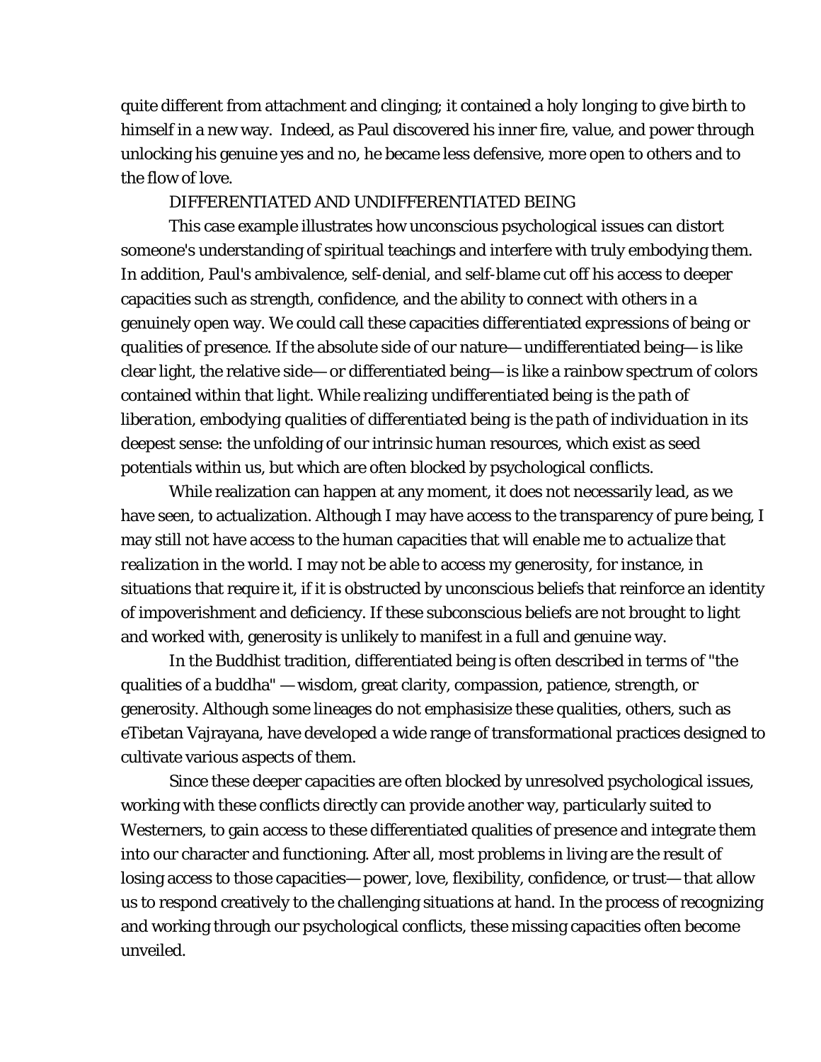quite different from attachment and clinging; it contained a holy longing to give birth to himself in a new way. Indeed, as Paul discovered his inner fire, value, and power through unlocking his genuine yes and no, he became less defensive, more open to others and to the flow of love.

## DIFFERENTIATED AND UNDIFFERENTIATED BEING

This case example illustrates how unconscious psychological issues can distort someone's understanding of spiritual teachings and interfere with truly embodying them. In addition, Paul's ambivalence, self-denial, and self-blame cut off his access to deeper capacities such as strength, confidence, and the ability to connect with others in a genuinely open way. We could call these capacities *differentiated expressions of being* or *qualities of presence*. If the absolute side of our nature— undifferentiated being— is like clear light, the relative side— or differentiated being— is like a rainbow spectrum of colors contained within that light. *While realizing undifferentiated being is the path of liberation, embodying qualities of differentiated being is the path of individuation* in its deepest sense: the unfolding of our intrinsic human resources, which exist as seed potentials within us, but which are often blocked by psychological conflicts.

While realization can happen at any moment, it does not necessarily lead, as we have seen, to actualization. Although I may have access to the transparency of pure being, I may still not have access to the human capacities that will enable me to *actualize that realization* in the world. I may not be able to access my generosity, for instance, in situations that require it, if it is obstructed by unconscious beliefs that reinforce an identity of impoverishment and deficiency. If these subconscious beliefs are not brought to light and worked with, generosity is unlikely to manifest in a full and genuine way.

In the Buddhist tradition, differentiated being is often described in terms of "the qualities of a buddha" — wisdom, great clarity, compassion, patience, strength, or generosity. Although some lineages do not emphasisize these qualities, others, such as eTibetan Vajrayana, have developed a wide range of transformational practices designed to cultivate various aspects of them.

Since these deeper capacities are often blocked by unresolved psychological issues, working with these conflicts directly can provide another way, particularly suited to Westerners, to gain access to these differentiated qualities of presence and integrate them into our character and functioning. After all, most problems in living are the result of losing access to those capacities— power, love, flexibility, confidence, or trust— that allow us to respond creatively to the challenging situations at hand. In the process of recognizing and working through our psychological conflicts, these missing capacities often become unveiled.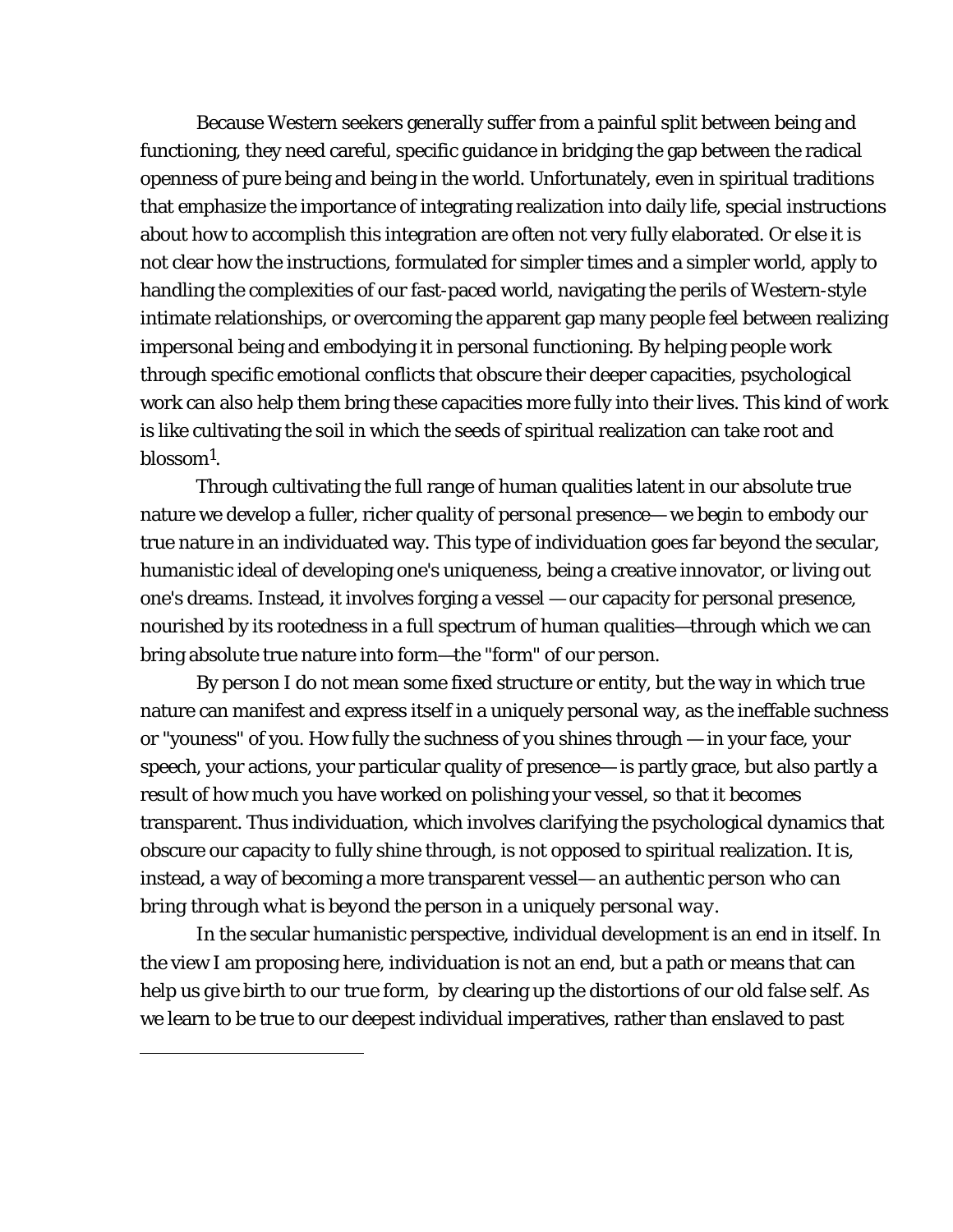Because Western seekers generally suffer from a painful split between being and functioning, they need careful, specific guidance in bridging the gap between the radical openness of pure being and being in the world. Unfortunately, even in spiritual traditions that emphasize the importance of integrating realization into daily life, special instructions about how to accomplish this integration are often not very fully elaborated. Or else it is not clear how the instructions, formulated for simpler times and a simpler world, apply to handling the complexities of our fast-paced world, navigating the perils of Western-style intimate relationships, or overcoming the apparent gap many people feel between realizing impersonal being and embodying it in personal functioning. By helping people work through specific emotional conflicts that obscure their deeper capacities, psychological work can also help them bring these capacities more fully into their lives. This kind of work is like cultivating the soil in which the seeds of spiritual realization can take root and blossom[1].

Through cultivating the full range of human qualities latent in our absolute true nature we develop a fuller, richer quality of *personal presence*— we begin to embody our true nature in an individuated way. This type of individuation goes far beyond the secular, humanistic ideal of developing one's uniqueness, being a creative innovator, or living out one's dreams. Instead, it involves forging a vessel — our capacity for personal presence, nourished by its rootedness in a full spectrum of human qualities—through which we can bring absolute true nature into form—the "form" of our person.

By *person* I do not mean some fixed structure or entity, but the way in which true nature can manifest and express itself in a uniquely personal way, as the ineffable suchness or "youness" of you. How fully the suchness of you shines through — in your face, your speech, your actions, your particular quality of presence— is partly grace, but also partly a result of how much you have worked on polishing your vessel, so that it becomes transparent. Thus individuation, which involves clarifying the psychological dynamics that obscure our capacity to fully shine through, is not opposed to spiritual realization. It is, instead, a way of becoming a more transparent vessel— *an authentic person who can bring through what is beyond the person in a uniquely personal way*.

In the secular humanistic perspective, individual development is an end in itself. In the view I am proposing here, individuation is not an end, but a path or means that can help us give birth to our *true form*, by clearing up the distortions of our old false self. As we learn to be true to our deepest individual imperatives, rather than enslaved to past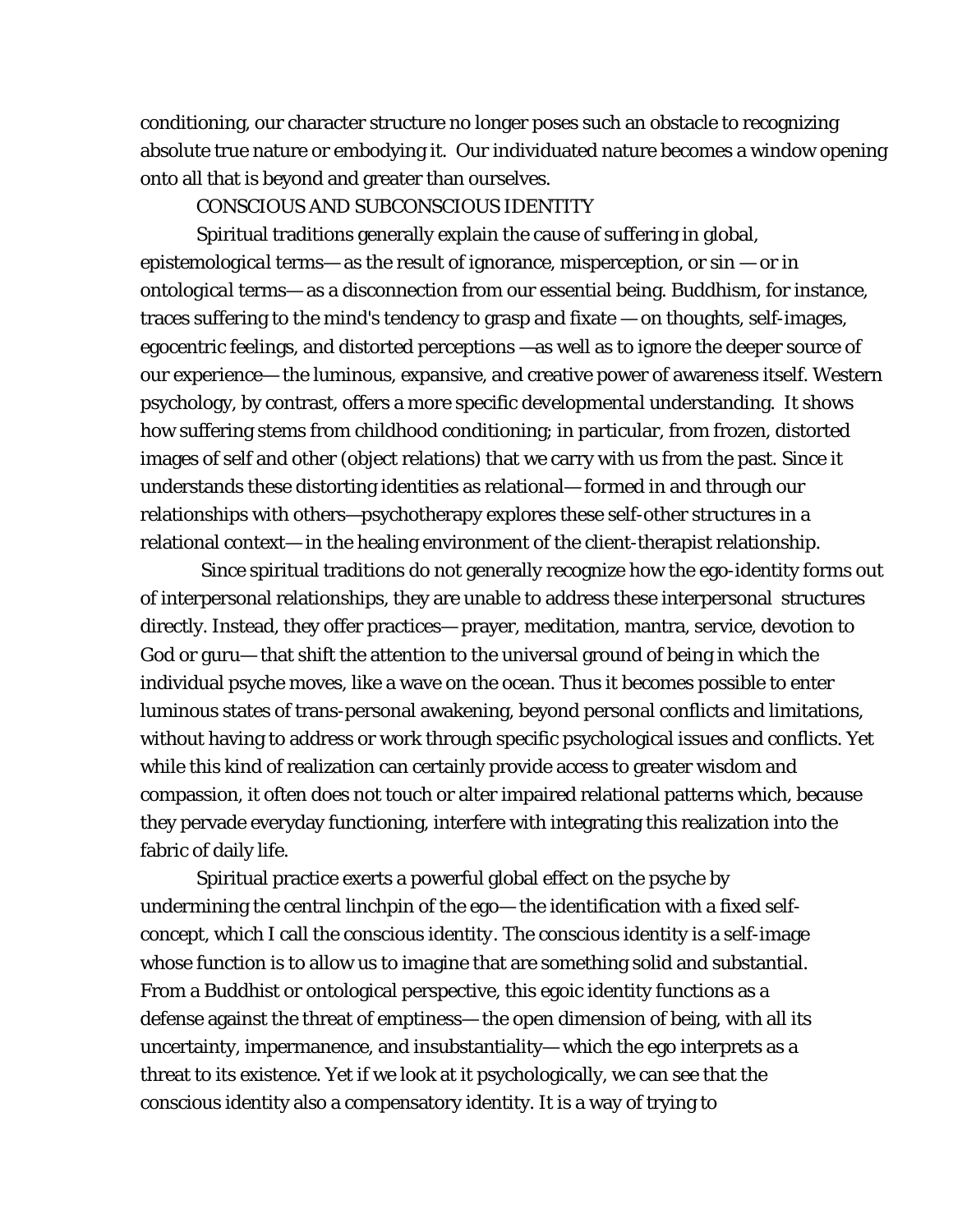conditioning, our character structure no longer poses such an obstacle to recognizing absolute true nature or embodying it. Our individuated nature becomes a window opening onto all that is beyond and greater than ourselves.

## CONSCIOUS AND SUBCONSCIOUS IDENTITY

Spiritual traditions generally explain the cause of suffering in global, *epistemological* terms— as the result of ignorance, misperception, or sin — or in *ontological* terms— as a disconnection from our essential being. Buddhism, for instance, traces suffering to the mind's tendency to grasp and fixate — on thoughts, self-images, egocentric feelings, and distorted perceptions —as well as to ignore the deeper source of our experience— the luminous, expansive, and creative power of awareness itself. Western psychology, by contrast, offers a more specific *developmental* understanding. It shows how suffering stems from childhood conditioning; in particular, from frozen, distorted images of self and other (object relations) that we carry with us from the past. Since it understands these distorting identities as relational— formed in and through our relationships with others—psychotherapy explores these self-other structures in a relational context— in the healing environment of the client-therapist relationship.

Since spiritual traditions do not generally recognize how the ego-identity forms out of interpersonal relationships, they are unable to address these interpersonal structures directly. Instead, they offer practices— prayer, meditation, mantra, service, devotion to God or guru— that shift the attention to the universal ground of being in which the individual psyche moves, like a wave on the ocean. Thus it becomes possible to enter luminous states of trans-personal awakening, beyond personal conflicts and limitations, without having to address or work through specific psychological issues and conflicts. Yet while this kind of realization can certainly provide access to greater wisdom and compassion, it often does not touch or alter impaired relational patterns which, because they pervade everyday functioning, interfere with integrating this realization into the fabric of daily life.

Spiritual practice exerts a powerful global effect on the psyche by undermining the central linchpin of the ego— the identification with a fixed self-concept, which I call the *conscious identity*. The conscious identity is a self-image whose function is to allow us to imagine that are something solid and substantial. From a Buddhist or ontological perspective, this egoic identity functions as a defense against the threat of emptiness— the open dimension of being, with all its uncertainty, impermanence, and insubstantiality— which the ego interprets as a threat to its existence. Yet if we look at it psychologically, we can see that the conscious identity also a compensatory identity. It is a way of trying to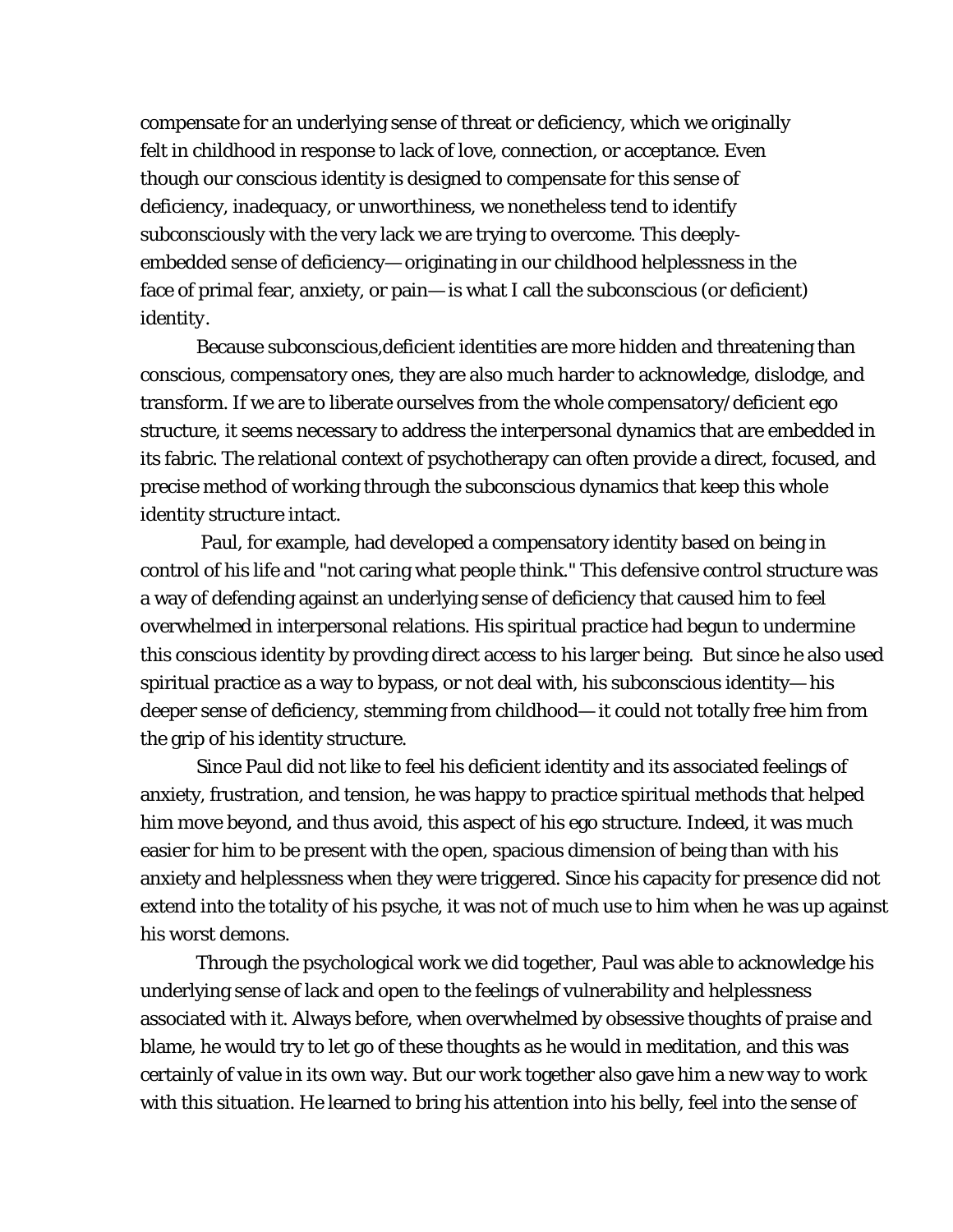compensate for an underlying sense of threat or deficiency, which we originally felt in childhood in response to lack of love, connection, or acceptance. Even though our conscious identity is designed to compensate for this sense of deficiency, inadequacy, or unworthiness, we nonetheless tend to identify subconsciously with the very lack we are trying to overcome. This deeply-embedded sense of deficiency—originating in our childhood helplessness in the face of primal fear, anxiety, or pain—is what I call the subconscious (or deficient) identity.

Because subconscious,deficient identities are more hidden and threatening than conscious, compensatory ones, they are also much harder to acknowledge, dislodge, and transform. If we are to liberate ourselves from the whole compensatory/deficient ego structure, it seems necessary to address the interpersonal dynamics that are embedded in its fabric. The relational context of psychotherapy can often provide a direct, focused, and precise method of working through the subconscious dynamics that keep this whole identity structure intact.

Paul, for example, had developed a compensatory identity based on being in control of his life and "not caring what people think." This defensive control structure was a way of defending against an underlying sense of deficiency that caused him to feel overwhelmed in interpersonal relations. His spiritual practice had begun to undermine this conscious identity by provding direct access to his larger being. But since he also used spiritual practice as a way to bypass, or not deal with, his subconscious identity—his deeper sense of deficiency, stemming from childhood—it could not totally free him from the grip of his identity structure.

Since Paul did not like to feel his deficient identity and its associated feelings of anxiety, frustration, and tension, he was happy to practice spiritual methods that helped him move beyond, and thus avoid, this aspect of his ego structure. Indeed, it was much easier for him to be present with the open, spacious dimension of being than with his anxiety and helplessness when they were triggered. Since his capacity for presence did not extend into the totality of his psyche, it was not of much use to him when he was up against his worst demons.

Through the psychological work we did together, Paul was able to acknowledge his underlying sense of lack and open to the feelings of vulnerability and helplessness associated with it. Always before, when overwhelmed by obsessive thoughts of praise and blame, he would try to let go of these thoughts as he would in meditation, and this was certainly of value in its own way. But our work together also gave him a new way to work with this situation. He learned to bring his attention into his belly, feel into the sense of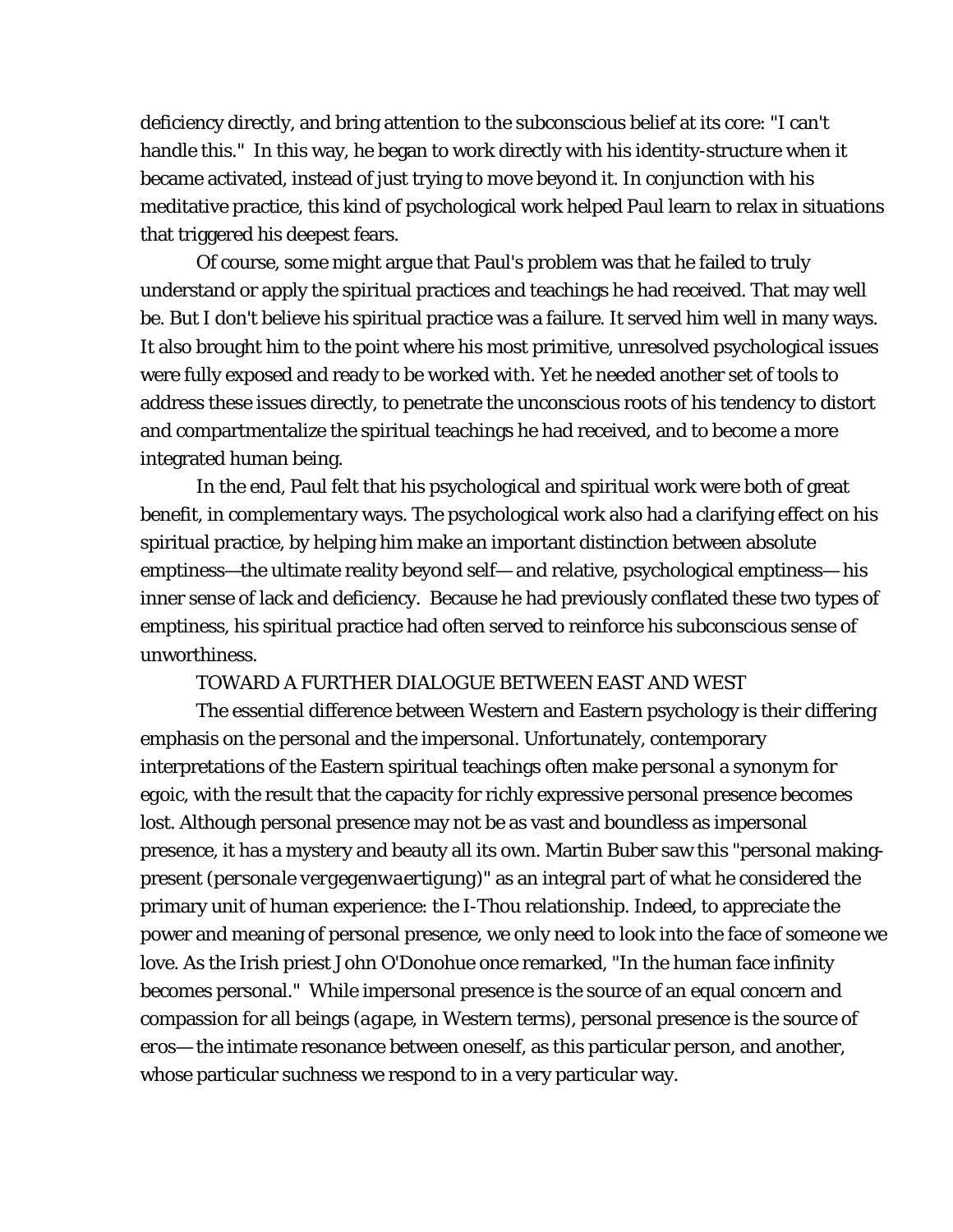deficiency directly, and bring attention to the subconscious belief at its core: "I can't handle this." In this way, he began to work directly with his identity-structure when it became activated, instead of just trying to move beyond it. In conjunction with his meditative practice, this kind of psychological work helped Paul learn to relax in situations that triggered his deepest fears.

Of course, some might argue that Paul's problem was that he failed to truly understand or apply the spiritual practices and teachings he had received. That may well be. But I don't believe his spiritual practice was a failure. It served him well in many ways. It also brought him to the point where his most primitive, unresolved psychological issues were fully exposed and ready to be worked with. Yet he needed another set of tools to address these issues directly, to penetrate the unconscious roots of his tendency to distort and compartmentalize the spiritual teachings he had received, and to become a more integrated human being.

In the end, Paul felt that his psychological and spiritual work were both of great benefit, in complementary ways. The psychological work also had a clarifying effect on his spiritual practice, by helping him make an important distinction between absolute emptiness—the ultimate reality beyond self— and relative, psychological emptiness— his inner sense of lack and deficiency. Because he had previously conflated these two types of emptiness, his spiritual practice had often served to reinforce his subconscious sense of unworthiness.

## TOWARD A FURTHER DIALOGUE BETWEEN EAST AND WEST

The essential difference between Western and Eastern psychology is their differing emphasis on the personal and the impersonal. Unfortunately, contemporary interpretations of the Eastern spiritual teachings often make *personal* a synonym for egoic, with the result that the capacity for richly expressive personal presence becomes lost. Although personal presence may not be as vast and boundless as impersonal presence, it has a mystery and beauty all its own. Martin Buber saw this "personal making-present (*personale vergegenwaertigung*)" as an integral part of what he considered the primary unit of human experience: the I-Thou relationship. Indeed, to appreciate the power and meaning of personal presence, we only need to look into the face of someone we love. As the Irish priest John O'Donohue once remarked, "In the human face infinity becomes personal." While impersonal presence is the source of an equal concern and compassion for all beings (*agape*, in Western terms), personal presence is the source of *eros*— the intimate resonance between oneself, as this particular person, and another, whose particular suchness we respond to in a very particular way.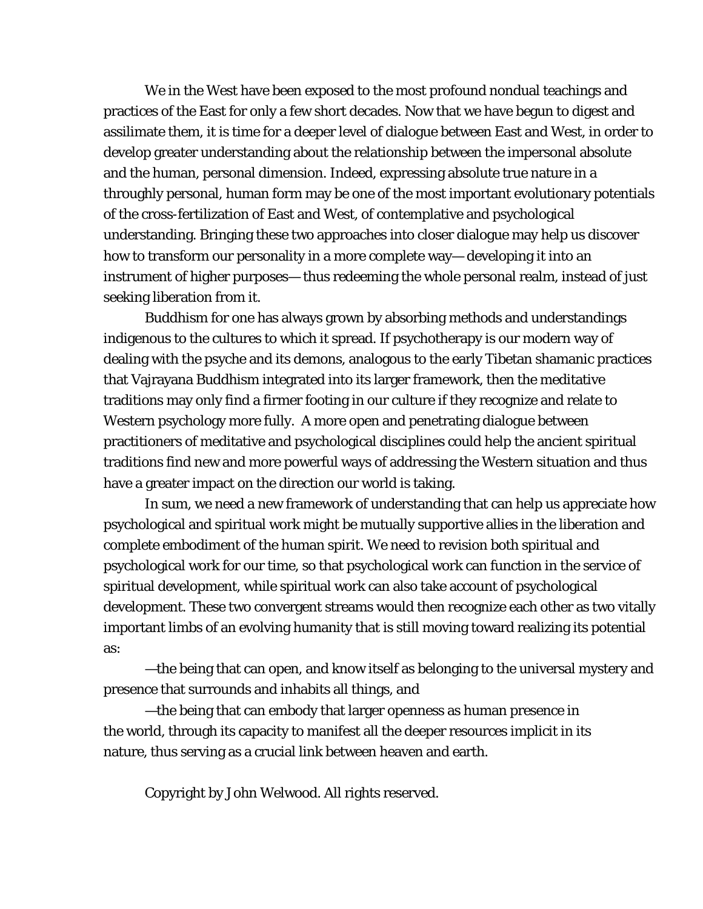We in the West have been exposed to the most profound nondual teachings and practices of the East for only a few short decades. Now that we have begun to digest and assilimate them, it is time for a deeper level of dialogue between East and West, in order to develop greater understanding about the relationship between the impersonal absolute and the human, personal dimension. Indeed, expressing absolute true nature in a throughly personal, human form may be one of the most important evolutionary potentials of the cross-fertilization of East and West, of contemplative and psychological understanding. Bringing these two approaches into closer dialogue may help us discover how to transform our personality in a more complete way— developing it into an instrument of higher purposes— thus redeeming the whole personal realm, instead of just seeking liberation from it.

Buddhism for one has always grown by absorbing methods and understandings indigenous to the cultures to which it spread. If psychotherapy is our modern way of dealing with the psyche and its demons, analogous to the early Tibetan shamanic practices that Vajrayana Buddhism integrated into its larger framework, then the meditative traditions may only find a firmer footing in our culture if they recognize and relate to Western psychology more fully. A more open and penetrating dialogue between practitioners of meditative and psychological disciplines could help the ancient spiritual traditions find new and more powerful ways of addressing the Western situation and thus have a greater impact on the direction our world is taking.

In sum, we need a new framework of understanding that can help us appreciate how psychological and spiritual work might be mutually supportive allies in the liberation and complete embodiment of the human spirit. We need to revision both spiritual and psychological work for our time, so that psychological work can function in the service of spiritual development, while spiritual work can also take account of psychological development. These two convergent streams would then recognize each other as two vitally important limbs of an evolving humanity that is still moving toward realizing its potential as:

—the being that can open, and know itself as belonging to the universal mystery and presence that surrounds and inhabits all things, and

—the being that can embody that larger openness as human presence in the world, through its capacity to manifest all the deeper resources implicit in its nature, thus serving as a crucial link between heaven and earth.

Copyright by John Welwood. All rights reserved.